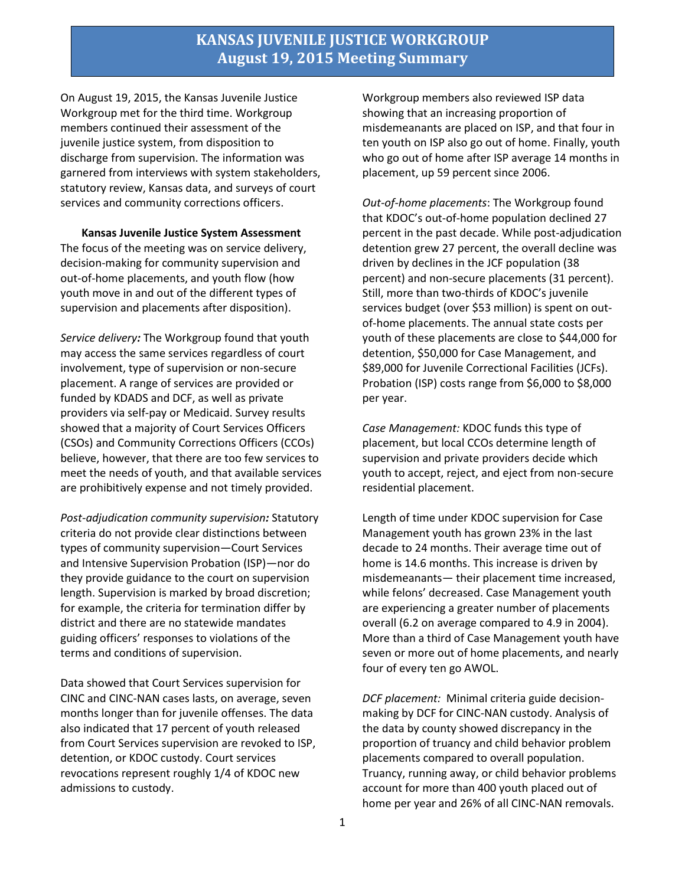# KANSAS JUVENILE JUSTICE WORKGROUP
## August 19, 2015 Meeting Summary

On August 19, 2015, the Kansas Juvenile Justice Workgroup met for the third time. Workgroup members continued their assessment of the juvenile justice system, from disposition to discharge from supervision. The information was garnered from interviews with system stakeholders, statutory review, Kansas data, and surveys of court services and community corrections officers.

### Kansas Juvenile Justice System Assessment

The focus of the meeting was on service delivery, decision-making for community supervision and out-of-home placements, and youth flow (how youth move in and out of the different types of supervision and placements after disposition).

*Service delivery:* The Workgroup found that youth may access the same services regardless of court involvement, type of supervision or non-secure placement. A range of services are provided or funded by KDADS and DCF, as well as private providers via self-pay or Medicaid. Survey results showed that a majority of Court Services Officers (CSOs) and Community Corrections Officers (CCOs) believe, however, that there are too few services to meet the needs of youth, and that available services are prohibitively expense and not timely provided.

*Post-adjudication community supervision:* Statutory criteria do not provide clear distinctions between types of community supervision—Court Services and Intensive Supervision Probation (ISP)—nor do they provide guidance to the court on supervision length. Supervision is marked by broad discretion; for example, the criteria for termination differ by district and there are no statewide mandates guiding officers' responses to violations of the terms and conditions of supervision.

Data showed that Court Services supervision for CINC and CINC-NAN cases lasts, on average, seven months longer than for juvenile offenses. The data also indicated that 17 percent of youth released from Court Services supervision are revoked to ISP, detention, or KDOC custody. Court services revocations represent roughly 1/4 of KDOC new admissions to custody.

Workgroup members also reviewed ISP data showing that an increasing proportion of misdemeanants are placed on ISP, and that four in ten youth on ISP also go out of home. Finally, youth who go out of home after ISP average 14 months in placement, up 59 percent since 2006.

*Out-of-home placements*: The Workgroup found that KDOC's out-of-home population declined 27 percent in the past decade. While post-adjudication detention grew 27 percent, the overall decline was driven by declines in the JCF population (38 percent) and non-secure placements (31 percent). Still, more than two-thirds of KDOC's juvenile services budget (over $53 million) is spent on out-of-home placements. The annual state costs per youth of these placements are close to $44,000 for detention, $50,000 for Case Management, and $89,000 for Juvenile Correctional Facilities (JCFs). Probation (ISP) costs range from $6,000 to $8,000 per year.

*Case Management:* KDOC funds this type of placement, but local CCOs determine length of supervision and private providers decide which youth to accept, reject, and eject from non-secure residential placement.

Length of time under KDOC supervision for Case Management youth has grown 23% in the last decade to 24 months. Their average time out of home is 14.6 months. This increase is driven by misdemeanants— their placement time increased, while felons' decreased. Case Management youth are experiencing a greater number of placements overall (6.2 on average compared to 4.9 in 2004). More than a third of Case Management youth have seven or more out of home placements, and nearly four of every ten go AWOL.

*DCF placement:* Minimal criteria guide decision-making by DCF for CINC-NAN custody. Analysis of the data by county showed discrepancy in the proportion of truancy and child behavior problem placements compared to overall population. Truancy, running away, or child behavior problems account for more than 400 youth placed out of home per year and 26% of all CINC-NAN removals.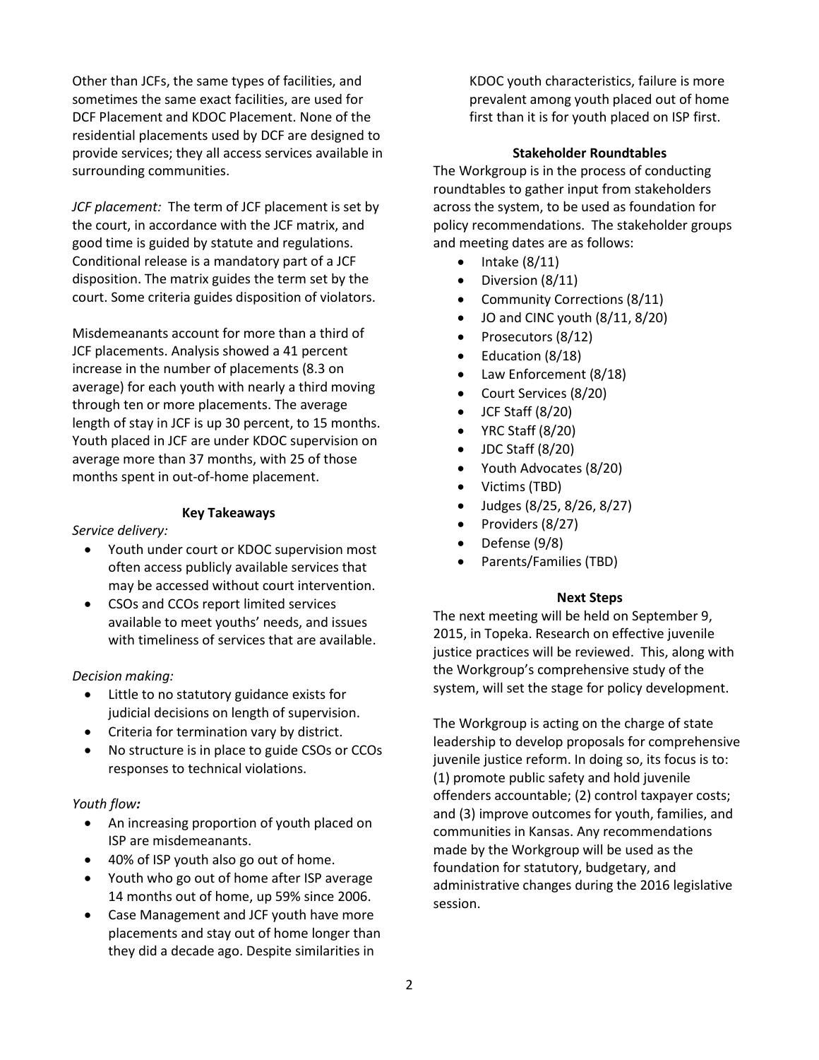Other than JCFs, the same types of facilities, and sometimes the same exact facilities, are used for DCF Placement and KDOC Placement. None of the residential placements used by DCF are designed to provide services; they all access services available in surrounding communities.

*JCF placement:* The term of JCF placement is set by the court, in accordance with the JCF matrix, and good time is guided by statute and regulations. Conditional release is a mandatory part of a JCF disposition. The matrix guides the term set by the court. Some criteria guides disposition of violators.

Misdemeanants account for more than a third of JCF placements. Analysis showed a 41 percent increase in the number of placements (8.3 on average) for each youth with nearly a third moving through ten or more placements. The average length of stay in JCF is up 30 percent, to 15 months. Youth placed in JCF are under KDOC supervision on average more than 37 months, with 25 of those months spent in out-of-home placement.

### Key Takeaways

*Service delivery:*

- Youth under court or KDOC supervision most often access publicly available services that may be accessed without court intervention.
- CSOs and CCOs report limited services available to meet youths' needs, and issues with timeliness of services that are available.

*Decision making:*

- Little to no statutory guidance exists for judicial decisions on length of supervision.
- Criteria for termination vary by district.
- No structure is in place to guide CSOs or CCOs responses to technical violations.

*Youth flow:*

- An increasing proportion of youth placed on ISP are misdemeanants.
- 40% of ISP youth also go out of home.
- Youth who go out of home after ISP average 14 months out of home, up 59% since 2006.
- Case Management and JCF youth have more placements and stay out of home longer than they did a decade ago. Despite similarities in KDOC youth characteristics, failure is more prevalent among youth placed out of home first than it is for youth placed on ISP first.

### Stakeholder Roundtables

The Workgroup is in the process of conducting roundtables to gather input from stakeholders across the system, to be used as foundation for policy recommendations. The stakeholder groups and meeting dates are as follows:

- Intake (8/11)
- Diversion (8/11)
- Community Corrections (8/11)
- JO and CINC youth (8/11, 8/20)
- Prosecutors (8/12)
- Education (8/18)
- Law Enforcement (8/18)
- Court Services (8/20)
- JCF Staff (8/20)
- YRC Staff (8/20)
- JDC Staff (8/20)
- Youth Advocates (8/20)
- Victims (TBD)
- Judges (8/25, 8/26, 8/27)
- Providers (8/27)
- Defense (9/8)
- Parents/Families (TBD)

### Next Steps

The next meeting will be held on September 9, 2015, in Topeka. Research on effective juvenile justice practices will be reviewed. This, along with the Workgroup's comprehensive study of the system, will set the stage for policy development.

The Workgroup is acting on the charge of state leadership to develop proposals for comprehensive juvenile justice reform. In doing so, its focus is to: (1) promote public safety and hold juvenile offenders accountable; (2) control taxpayer costs; and (3) improve outcomes for youth, families, and communities in Kansas. Any recommendations made by the Workgroup will be used as the foundation for statutory, budgetary, and administrative changes during the 2016 legislative session.